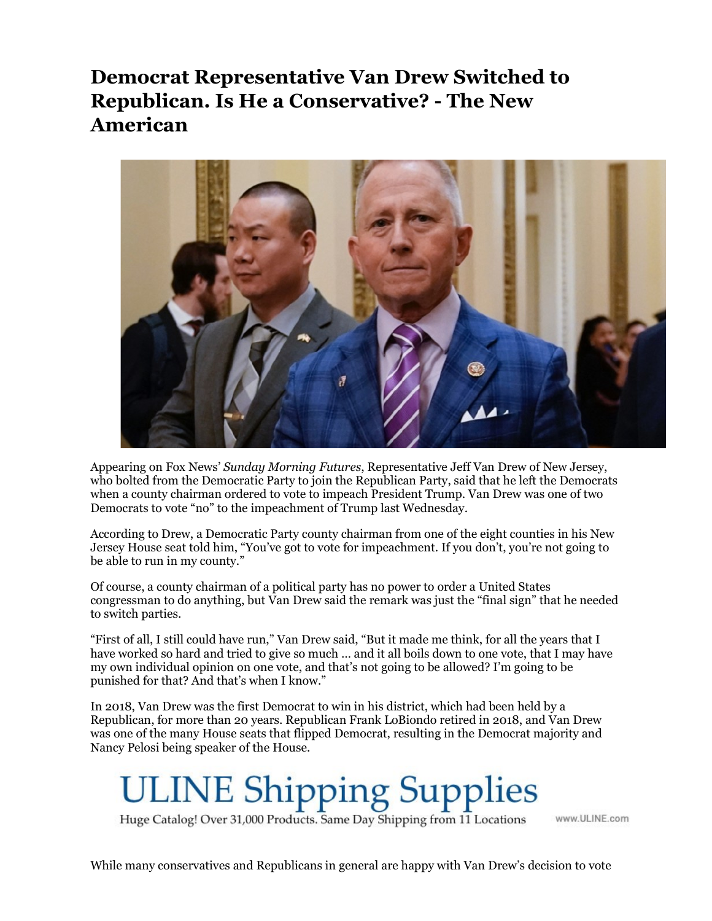# Democrat Representative Van Drew Switched to Republican. Is He a Conservative? - The New American

Appearing on Fox News' *Sunday Morning Futures*, Representative Jeff Van Drew of New Jersey, who bolted from the Democratic Party to join the Republican Party, said that he left the Democrats when a county chairman ordered to vote to impeach President Trump. Van Drew was one of two Democrats to vote "no" to the impeachment of Trump last Wednesday.

According to Drew, a Democratic Party county chairman from one of the eight counties in his New Jersey House seat told him, "You've got to vote for impeachment. If you don't, you're not going to be able to run in my county."

Of course, a county chairman of a political party has no power to order a United States congressman to do anything, but Van Drew said the remark was just the "final sign" that he needed to switch parties.

"First of all, I still could have run," Van Drew said, "But it made me think, for all the years that I have worked so hard and tried to give so much … and it all boils down to one vote, that I may have my own individual opinion on one vote, and that's not going to be allowed? I'm going to be punished for that? And that's when I know."

In 2018, Van Drew was the first Democrat to win in his district, which had been held by a Republican, for more than 20 years. Republican Frank LoBiondo retired in 2018, and Van Drew was one of the many House seats that flipped Democrat, resulting in the Democrat majority and Nancy Pelosi being speaker of the House.

ULINE Shipping Supplies

Huge Catalog! Over 31,000 Products. Same Day Shipping from 11 Locations www.ULINE.com

While many conservatives and Republicans in general are happy with Van Drew's decision to vote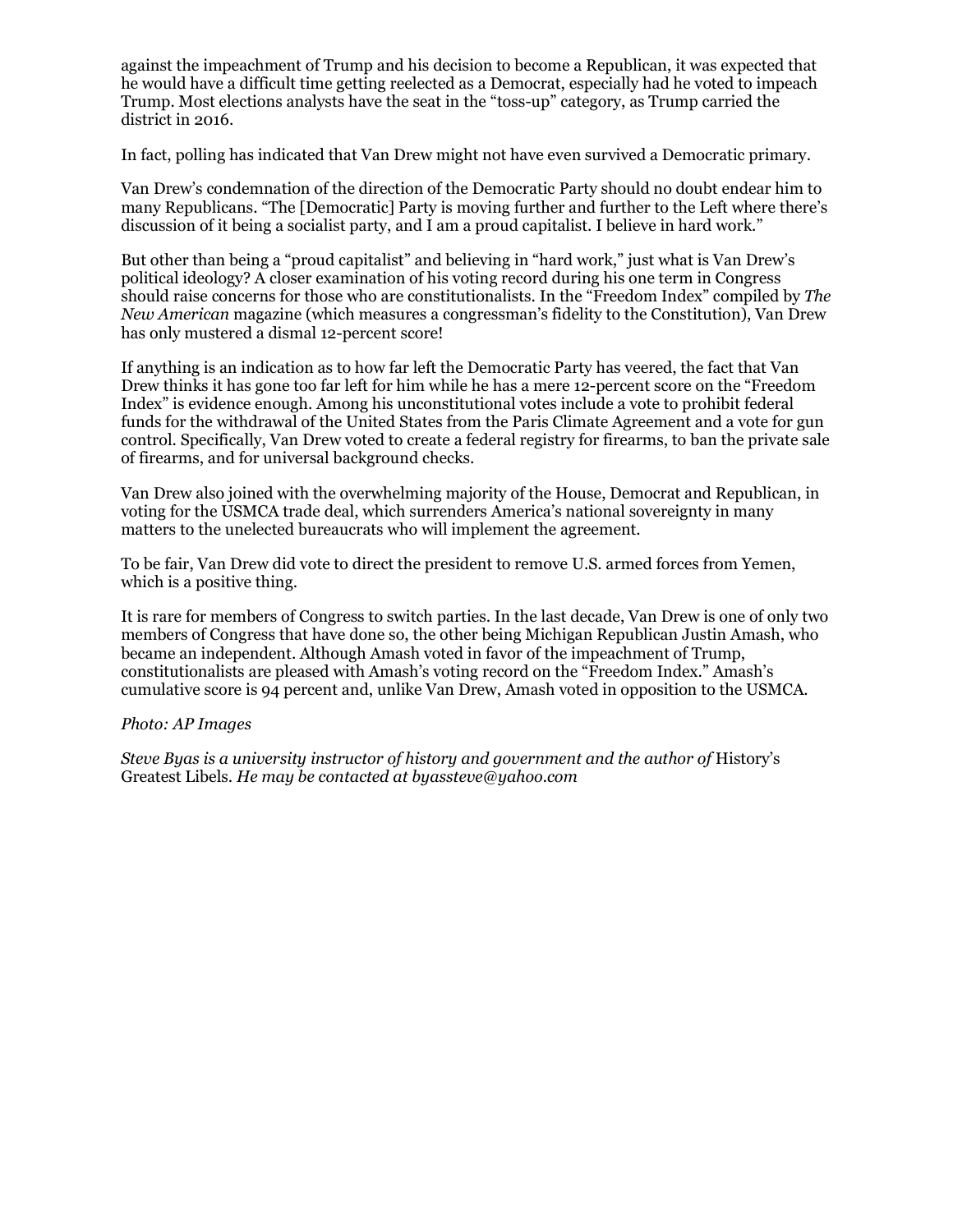against the impeachment of Trump and his decision to become a Republican, it was expected that he would have a difficult time getting reelected as a Democrat, especially had he voted to impeach Trump. Most elections analysts have the seat in the "toss-up" category, as Trump carried the district in 2016.

In fact, polling has indicated that Van Drew might not have even survived a Democratic primary.

Van Drew's condemnation of the direction of the Democratic Party should no doubt endear him to many Republicans. "The [Democratic] Party is moving further and further to the Left where there's discussion of it being a socialist party, and I am a proud capitalist. I believe in hard work."

But other than being a "proud capitalist" and believing in "hard work," just what is Van Drew's political ideology? A closer examination of his voting record during his one term in Congress should raise concerns for those who are constitutionalists. In the "Freedom Index" compiled by *The New American* magazine (which measures a congressman's fidelity to the Constitution), Van Drew has only mustered a dismal 12-percent score!

If anything is an indication as to how far left the Democratic Party has veered, the fact that Van Drew thinks it has gone too far left for him while he has a mere 12-percent score on the "Freedom Index" is evidence enough. Among his unconstitutional votes include a vote to prohibit federal funds for the withdrawal of the United States from the Paris Climate Agreement and a vote for gun control. Specifically, Van Drew voted to create a federal registry for firearms, to ban the private sale of firearms, and for universal background checks.

Van Drew also joined with the overwhelming majority of the House, Democrat and Republican, in voting for the USMCA trade deal, which surrenders America's national sovereignty in many matters to the unelected bureaucrats who will implement the agreement.

To be fair, Van Drew did vote to direct the president to remove U.S. armed forces from Yemen, which is a positive thing.

It is rare for members of Congress to switch parties. In the last decade, Van Drew is one of only two members of Congress that have done so, the other being Michigan Republican Justin Amash, who became an independent. Although Amash voted in favor of the impeachment of Trump, constitutionalists are pleased with Amash's voting record on the "Freedom Index." Amash's cumulative score is 94 percent and, unlike Van Drew, Amash voted in opposition to the USMCA.

*Photo: AP Images*

*Steve Byas is a university instructor of history and government and the author of* History's Greatest Libels. *He may be contacted at byassteve@yahoo.com*